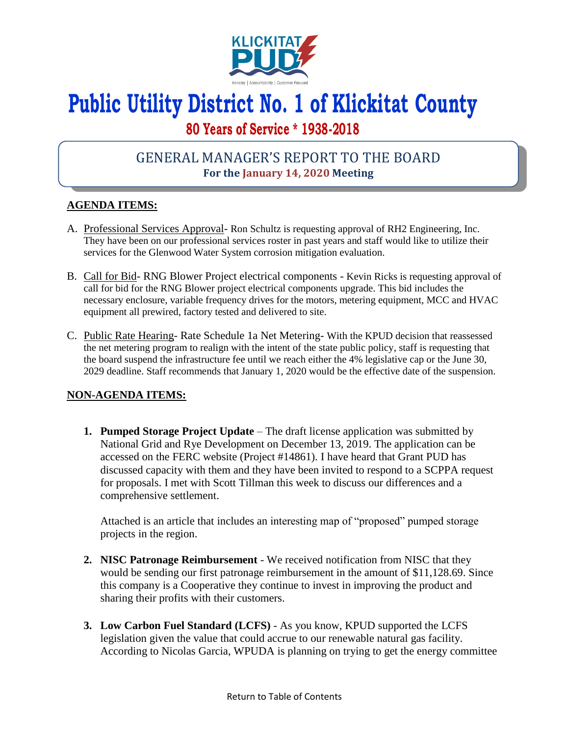# Public Utility District No. 1 of Klickitat County

**80 Years of Service * 1938-2018**

## GENERAL MANAGER'S REPORT TO THE BOARD

**For the January 14, 2020 Meeting**

**AGENDA ITEMS:**

A. Professional Services Approval- Ron Schultz is requesting approval of RH2 Engineering, Inc. They have been on our professional services roster in past years and staff would like to utilize their services for the Glenwood Water System corrosion mitigation evaluation.

B. Call for Bid- RNG Blower Project electrical components - Kevin Ricks is requesting approval of call for bid for the RNG Blower project electrical components upgrade. This bid includes the necessary enclosure, variable frequency drives for the motors, metering equipment, MCC and HVAC equipment all prewired, factory tested and delivered to site.

C. Public Rate Hearing- Rate Schedule 1a Net Metering- With the KPUD decision that reassessed the net metering program to realign with the intent of the state public policy, staff is requesting that the board suspend the infrastructure fee until we reach either the 4% legislative cap or the June 30, 2029 deadline. Staff recommends that January 1, 2020 would be the effective date of the suspension.

**NON-AGENDA ITEMS:**

1. **Pumped Storage Project Update** – The draft license application was submitted by National Grid and Rye Development on December 13, 2019. The application can be accessed on the FERC website (Project #14861). I have heard that Grant PUD has discussed capacity with them and they have been invited to respond to a SCPPA request for proposals. I met with Scott Tillman this week to discuss our differences and a comprehensive settlement.

   Attached is an article that includes an interesting map of "proposed" pumped storage projects in the region.

2. **NISC Patronage Reimbursement** - We received notification from NISC that they would be sending our first patronage reimbursement in the amount of $11,128.69. Since this company is a Cooperative they continue to invest in improving the product and sharing their profits with their customers.

3. **Low Carbon Fuel Standard (LCFS)** - As you know, KPUD supported the LCFS legislation given the value that could accrue to our renewable natural gas facility. According to Nicolas Garcia, WPUDA is planning on trying to get the energy committee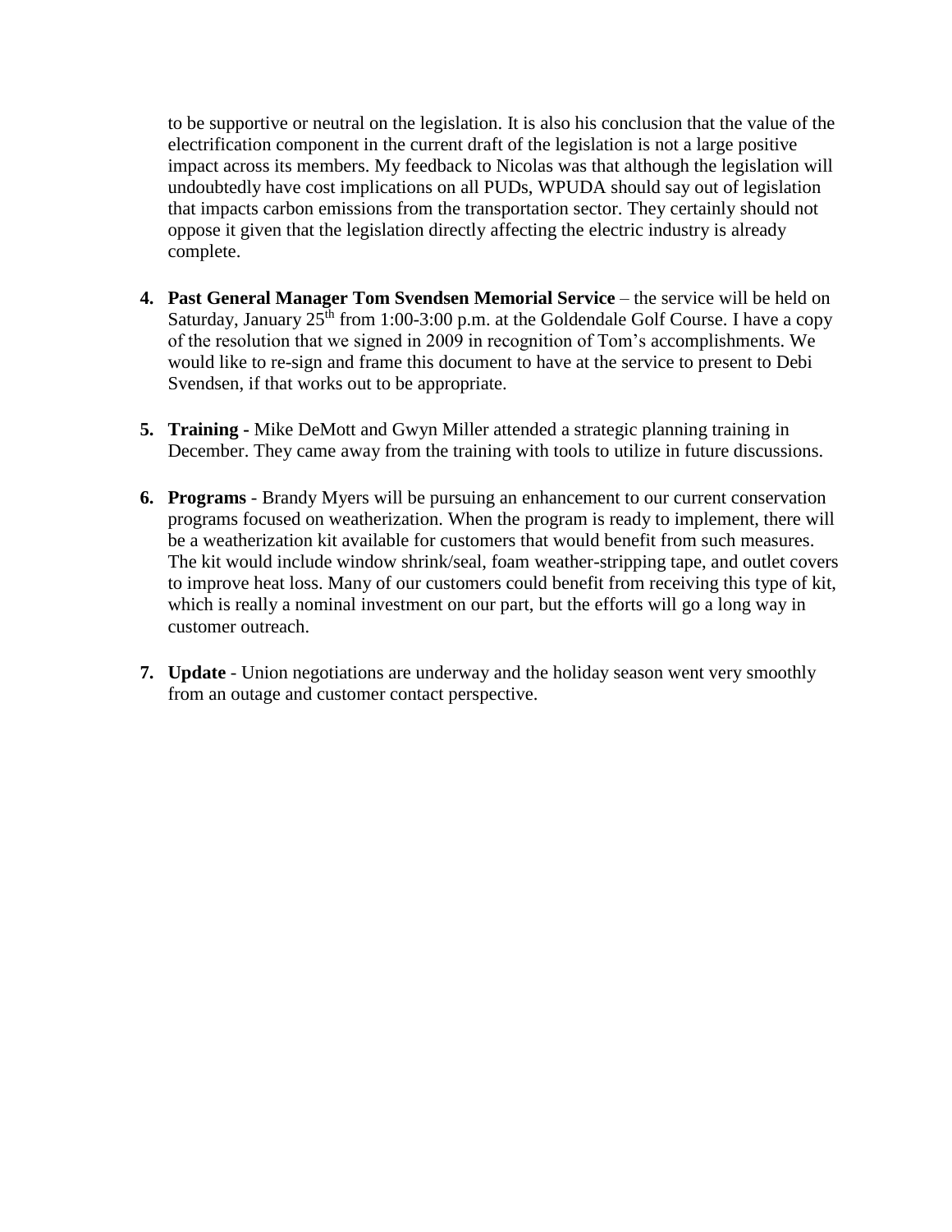to be supportive or neutral on the legislation. It is also his conclusion that the value of the electrification component in the current draft of the legislation is not a large positive impact across its members. My feedback to Nicolas was that although the legislation will undoubtedly have cost implications on all PUDs, WPUDA should say out of legislation that impacts carbon emissions from the transportation sector. They certainly should not oppose it given that the legislation directly affecting the electric industry is already complete.

4. **Past General Manager Tom Svendsen Memorial Service** – the service will be held on Saturday, January 25th from 1:00-3:00 p.m. at the Goldendale Golf Course. I have a copy of the resolution that we signed in 2009 in recognition of Tom's accomplishments. We would like to re-sign and frame this document to have at the service to present to Debi Svendsen, if that works out to be appropriate.

5. **Training -** Mike DeMott and Gwyn Miller attended a strategic planning training in December. They came away from the training with tools to utilize in future discussions.

6. **Programs** - Brandy Myers will be pursuing an enhancement to our current conservation programs focused on weatherization. When the program is ready to implement, there will be a weatherization kit available for customers that would benefit from such measures. The kit would include window shrink/seal, foam weather-stripping tape, and outlet covers to improve heat loss. Many of our customers could benefit from receiving this type of kit, which is really a nominal investment on our part, but the efforts will go a long way in customer outreach.

7. **Update** - Union negotiations are underway and the holiday season went very smoothly from an outage and customer contact perspective.